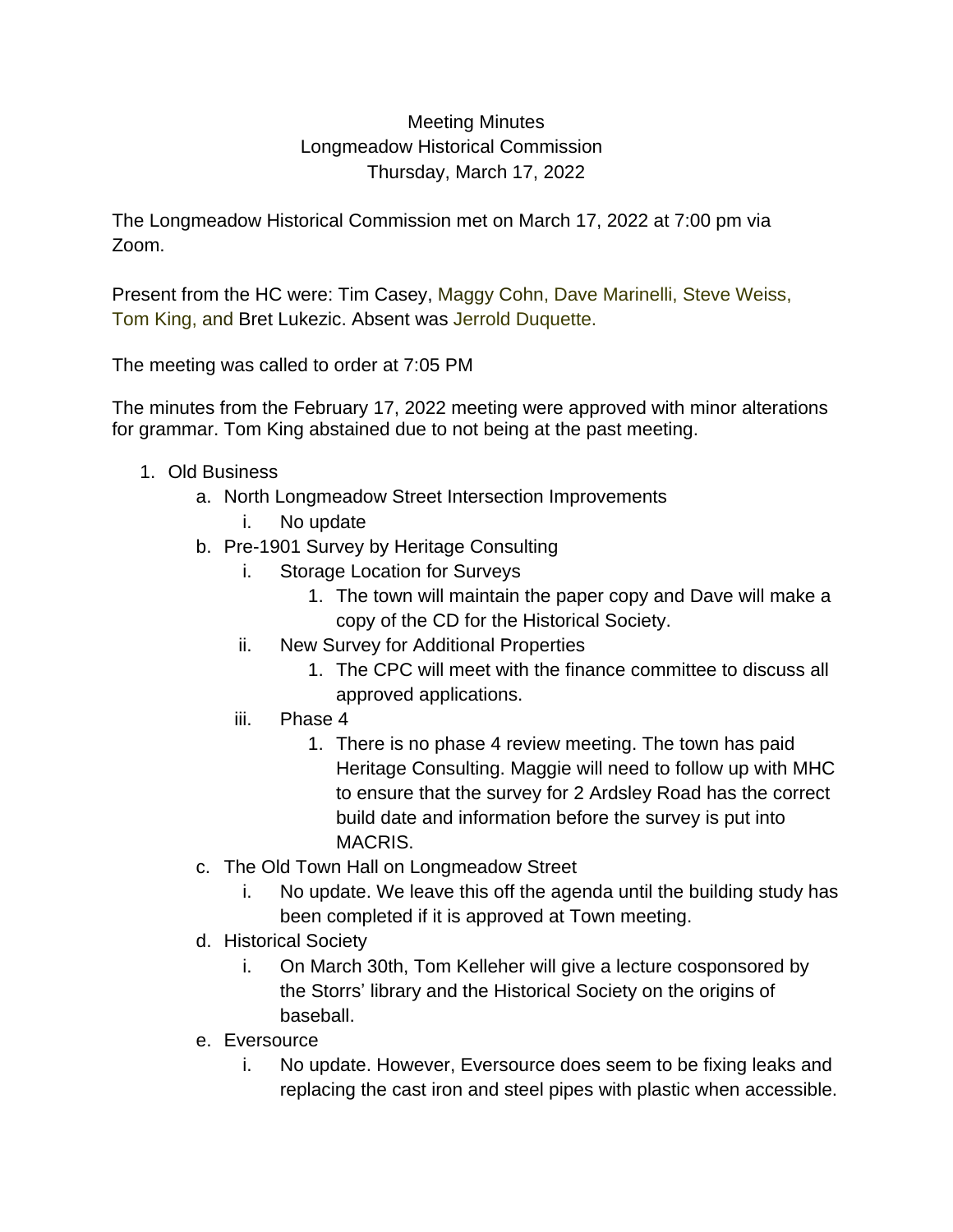Meeting Minutes
Longmeadow Historical Commission
Thursday, March 17, 2022

The Longmeadow Historical Commission met on March 17, 2022 at 7:00 pm via Zoom.

Present from the HC were: Tim Casey, Maggy Cohn, Dave Marinelli, Steve Weiss, Tom King, and Bret Lukezic. Absent was Jerrold Duquette.

The meeting was called to order at 7:05 PM

The minutes from the February 17, 2022 meeting were approved with minor alterations for grammar. Tom King abstained due to not being at the past meeting.

1. Old Business
    a. North Longmeadow Street Intersection Improvements
        i. No update
    b. Pre-1901 Survey by Heritage Consulting
        i. Storage Location for Surveys
            1. The town will maintain the paper copy and Dave will make a copy of the CD for the Historical Society.
        ii. New Survey for Additional Properties
            1. The CPC will meet with the finance committee to discuss all approved applications.
        iii. Phase 4
            1. There is no phase 4 review meeting. The town has paid Heritage Consulting. Maggie will need to follow up with MHC to ensure that the survey for 2 Ardsley Road has the correct build date and information before the survey is put into MACRIS.
    c. The Old Town Hall on Longmeadow Street
        i. No update. We leave this off the agenda until the building study has been completed if it is approved at Town meeting.
    d. Historical Society
        i. On March 30th, Tom Kelleher will give a lecture cosponsored by the Storrs' library and the Historical Society on the origins of baseball.
    e. Eversource
        i. No update. However, Eversource does seem to be fixing leaks and replacing the cast iron and steel pipes with plastic when accessible.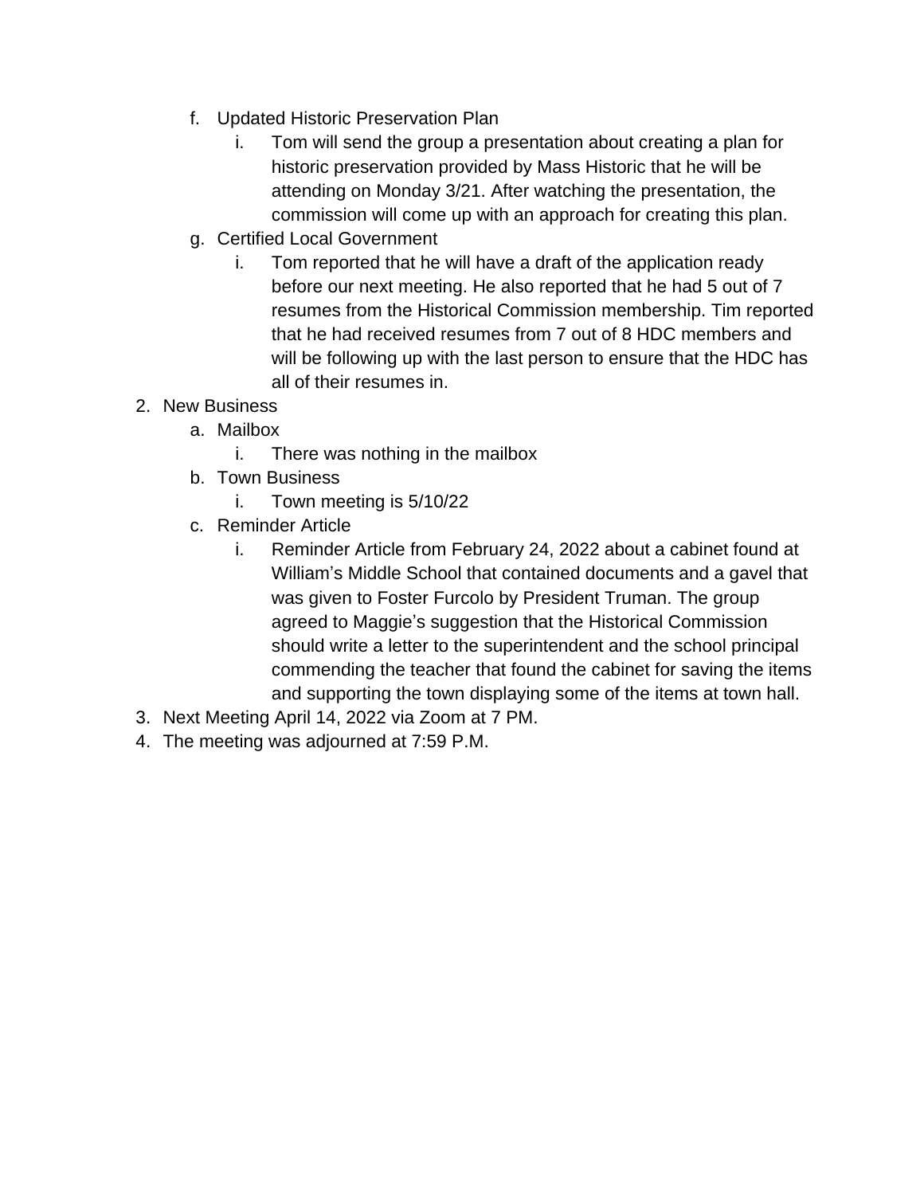f. Updated Historic Preservation Plan
    i. Tom will send the group a presentation about creating a plan for historic preservation provided by Mass Historic that he will be attending on Monday 3/21. After watching the presentation, the commission will come up with an approach for creating this plan.

g. Certified Local Government
    i. Tom reported that he will have a draft of the application ready before our next meeting. He also reported that he had 5 out of 7 resumes from the Historical Commission membership. Tim reported that he had received resumes from 7 out of 8 HDC members and will be following up with the last person to ensure that the HDC has all of their resumes in.

2. New Business
    a. Mailbox
        i. There was nothing in the mailbox
    b. Town Business
        i. Town meeting is 5/10/22
    c. Reminder Article
        i. Reminder Article from February 24, 2022 about a cabinet found at William's Middle School that contained documents and a gavel that was given to Foster Furcolo by President Truman. The group agreed to Maggie's suggestion that the Historical Commission should write a letter to the superintendent and the school principal commending the teacher that found the cabinet for saving the items and supporting the town displaying some of the items at town hall.
3. Next Meeting April 14, 2022 via Zoom at 7 PM.
4. The meeting was adjourned at 7:59 P.M.